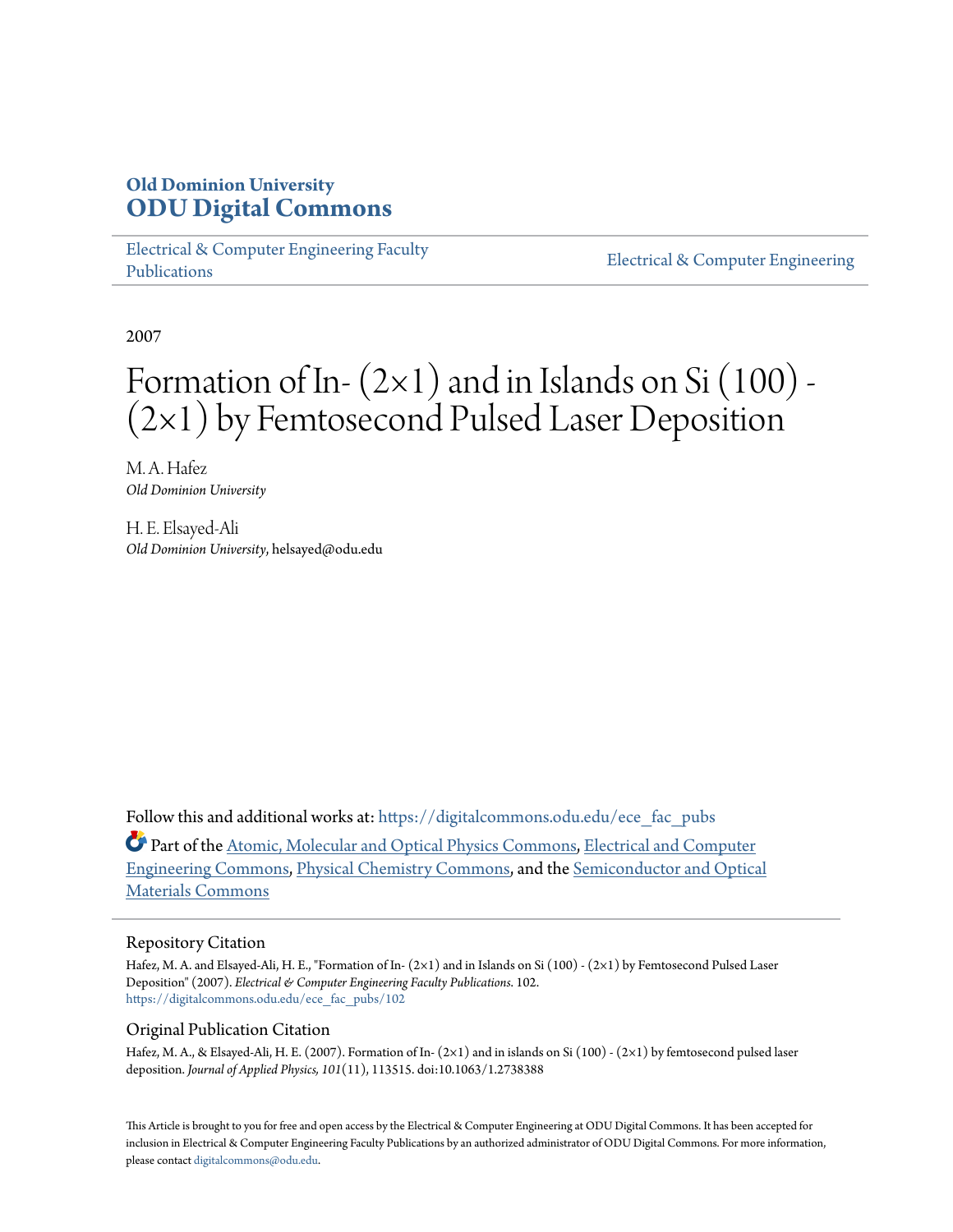**Old Dominion University**
**ODU Digital Commons**

Electrical & Computer Engineering Faculty Publications | Electrical & Computer Engineering

2007

# Formation of In- (2×1) and in Islands on Si (100) - (2×1) by Femtosecond Pulsed Laser Deposition

M. A. Hafez
*Old Dominion University*

H. E. Elsayed-Ali
*Old Dominion University*, helsayed@odu.edu

Follow this and additional works at: https://digitalcommons.odu.edu/ece_fac_pubs

Part of the Atomic, Molecular and Optical Physics Commons, Electrical and Computer Engineering Commons, Physical Chemistry Commons, and the Semiconductor and Optical Materials Commons

## Repository Citation

Hafez, M. A. and Elsayed-Ali, H. E., "Formation of In- (2×1) and in Islands on Si (100) - (2×1) by Femtosecond Pulsed Laser Deposition" (2007). *Electrical & Computer Engineering Faculty Publications*. 102.
https://digitalcommons.odu.edu/ece_fac_pubs/102

## Original Publication Citation

Hafez, M. A., & Elsayed-Ali, H. E. (2007). Formation of In- (2×1) and in islands on Si (100) - (2×1) by femtosecond pulsed laser deposition. *Journal of Applied Physics, 101*(11), 113515. doi:10.1063/1.2738388

This Article is brought to you for free and open access by the Electrical & Computer Engineering at ODU Digital Commons. It has been accepted for inclusion in Electrical & Computer Engineering Faculty Publications by an authorized administrator of ODU Digital Commons. For more information, please contact digitalcommons@odu.edu.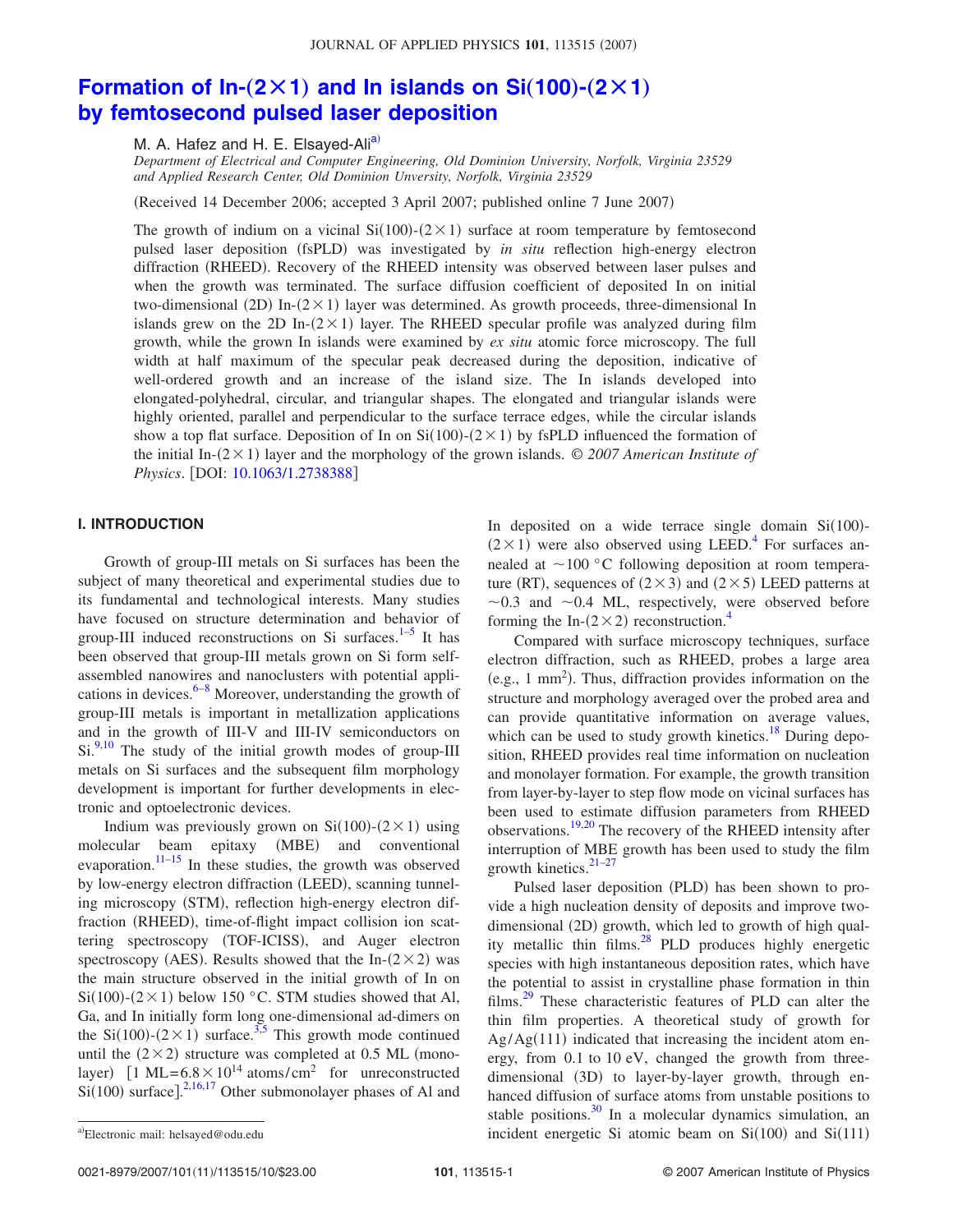# Formation of In-(2×1) and In islands on Si(100)-(2×1) by femtosecond pulsed laser deposition

M. A. Hafez and H. E. Elsayed-Ali[a)]

*Department of Electrical and Computer Engineering, Old Dominion University, Norfolk, Virginia 23529 and Applied Research Center, Old Dominion University, Norfolk, Virginia 23529*

(Received 14 December 2006; accepted 3 April 2007; published online 7 June 2007)

The growth of indium on a vicinal Si(100)-(2×1) surface at room temperature by femtosecond pulsed laser deposition (fsPLD) was investigated by *in situ* reflection high-energy electron diffraction (RHEED). Recovery of the RHEED intensity was observed between laser pulses and when the growth was terminated. The surface diffusion coefficient of deposited In on initial two-dimensional (2D) In-(2×1) layer was determined. As growth proceeds, three-dimensional In islands grew on the 2D In-(2×1) layer. The RHEED specular profile was analyzed during film growth, while the grown In islands were examined by *ex situ* atomic force microscopy. The full width at half maximum of the specular peak decreased during the deposition, indicative of well-ordered growth and an increase of the island size. The In islands developed into elongated-polyhedral, circular, and triangular shapes. The elongated and triangular islands were highly oriented, parallel and perpendicular to the surface terrace edges, while the circular islands show a top flat surface. Deposition of In on Si(100)-(2×1) by fsPLD influenced the formation of the initial In-(2×1) layer and the morphology of the grown islands. © *2007 American Institute of Physics*. [DOI: 10.1063/1.2738388]

## I. INTRODUCTION

Growth of group-III metals on Si surfaces has been the subject of many theoretical and experimental studies due to its fundamental and technological interests. Many studies have focused on structure determination and behavior of group-III induced reconstructions on Si surfaces.[1–5] It has been observed that group-III metals grown on Si form self-assembled nanowires and nanoclusters with potential applications in devices.[6–8] Moreover, understanding the growth of group-III metals is important in metallization applications and in the growth of III-V and III-IV semiconductors on Si.[9,10] The study of the initial growth modes of group-III metals on Si surfaces and the subsequent film morphology development is important for further developments in electronic and optoelectronic devices.

Indium was previously grown on Si(100)-(2×1) using molecular beam epitaxy (MBE) and conventional evaporation.[11–15] In these studies, the growth was observed by low-energy electron diffraction (LEED), scanning tunneling microscopy (STM), reflection high-energy electron diffraction (RHEED), time-of-flight impact collision ion scattering spectroscopy (TOF-ICISS), and Auger electron spectroscopy (AES). Results showed that the In-(2×2) was the main structure observed in the initial growth of In on Si(100)-(2×1) below 150 °C. STM studies showed that Al, Ga, and In initially form long one-dimensional ad-dimers on the Si(100)-(2×1) surface.[3,5] This growth mode continued until the (2×2) structure was completed at 0.5 ML (monolayer) [1 ML=$6.8\times10^{14}$ atoms/cm$^2$ for unreconstructed Si(100) surface].[2,16,17] Other submonolayer phases of Al and In deposited on a wide terrace single domain Si(100)-(2×1) were also observed using LEED.[4] For surfaces annealed at ~100 °C following deposition at room temperature (RT), sequences of (2×3) and (2×5) LEED patterns at ~0.3 and ~0.4 ML, respectively, were observed before forming the In-(2×2) reconstruction.[4]

Compared with surface microscopy techniques, surface electron diffraction, such as RHEED, probes a large area (e.g., 1 mm$^2$). Thus, diffraction provides information on the structure and morphology averaged over the probed area and can provide quantitative information on average values, which can be used to study growth kinetics.[18] During deposition, RHEED provides real time information on nucleation and monolayer formation. For example, the growth transition from layer-by-layer to step flow mode on vicinal surfaces has been used to estimate diffusion parameters from RHEED observations.[19,20] The recovery of the RHEED intensity after interruption of MBE growth has been used to study the film growth kinetics.[21–27]

Pulsed laser deposition (PLD) has been shown to provide a high nucleation density of deposits and improve two-dimensional (2D) growth, which led to growth of high quality metallic thin films.[28] PLD produces highly energetic species with high instantaneous deposition rates, which have the potential to assist in crystalline phase formation in thin films.[29] These characteristic features of PLD can alter the thin film properties. A theoretical study of growth for Ag/Ag(111) indicated that increasing the incident atom energy, from 0.1 to 10 eV, changed the growth from three-dimensional (3D) to layer-by-layer growth, through enhanced diffusion of surface atoms from unstable positions to stable positions.[30] In a molecular dynamics simulation, an incident energetic Si atomic beam on Si(100) and Si(111)

a)Electronic mail: helsayed@odu.edu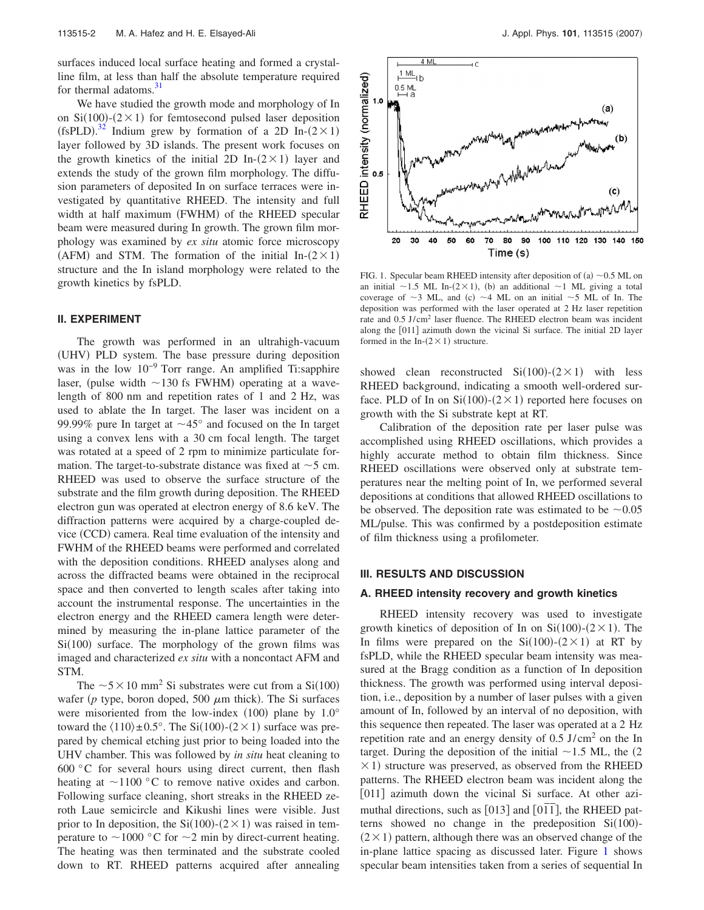surfaces induced local surface heating and formed a crystalline film, at less than half the absolute temperature required for thermal adatoms.[31]

We have studied the growth mode and morphology of In on Si(100)-(2×1) for femtosecond pulsed laser deposition (fsPLD).[32] Indium grew by formation of a 2D In-(2×1) layer followed by 3D islands. The present work focuses on the growth kinetics of the initial 2D In-(2×1) layer and extends the study of the grown film morphology. The diffusion parameters of deposited In on surface terraces were investigated by quantitative RHEED. The intensity and full width at half maximum (FWHM) of the RHEED specular beam were measured during In growth. The grown film morphology was examined by *ex situ* atomic force microscopy (AFM) and STM. The formation of the initial In-(2×1) structure and the In island morphology were related to the growth kinetics by fsPLD.

## II. EXPERIMENT

The growth was performed in an ultrahigh-vacuum (UHV) PLD system. The base pressure during deposition was in the low $10^{-9}$ Torr range. An amplified Ti:sapphire laser, (pulse width ~130 fs FWHM) operating at a wavelength of 800 nm and repetition rates of 1 and 2 Hz, was used to ablate the In target. The laser was incident on a 99.99% pure In target at ~45° and focused on the In target using a convex lens with a 30 cm focal length. The target was rotated at a speed of 2 rpm to minimize particulate formation. The target-to-substrate distance was fixed at ~5 cm. RHEED was used to observe the surface structure of the substrate and the film growth during deposition. The RHEED electron gun was operated at electron energy of 8.6 keV. The diffraction patterns were acquired by a charge-coupled device (CCD) camera. Real time evaluation of the intensity and FWHM of the RHEED beams were performed and correlated with the deposition conditions. RHEED analyses along and across the diffracted beams were obtained in the reciprocal space and then converted to length scales after taking into account the instrumental response. The uncertainties in the electron energy and the RHEED camera length were determined by measuring the in-plane lattice parameter of the Si(100) surface. The morphology of the grown films was imaged and characterized *ex situ* with a noncontact AFM and STM.

The ~5×10 mm² Si substrates were cut from a Si(100) wafer (*p* type, boron doped, 500 μm thick). The Si surfaces were misoriented from the low-index (100) plane by 1.0° toward the ⟨110⟩±0.5°. The Si(100)-(2×1) surface was prepared by chemical etching just prior to being loaded into the UHV chamber. This was followed by *in situ* heat cleaning to 600 °C for several hours using direct current, then flash heating at ~1100 °C to remove native oxides and carbon. Following surface cleaning, short streaks in the RHEED zeroth Laue semicircle and Kikushi lines were visible. Just prior to In deposition, the Si(100)-(2×1) was raised in temperature to ~1000 °C for ~2 min by direct-current heating. The heating was then terminated and the substrate cooled down to RT. RHEED patterns acquired after annealing showed clean reconstructed Si(100)-(2×1) with less RHEED background, indicating a smooth well-ordered surface. PLD of In on Si(100)-(2×1) reported here focuses on growth with the Si substrate kept at RT.

Calibration of the deposition rate per laser pulse was accomplished using RHEED oscillations, which provides a highly accurate method to obtain film thickness. Since RHEED oscillations were observed only at substrate temperatures near the melting point of In, we performed several depositions at conditions that allowed RHEED oscillations to be observed. The deposition rate was estimated to be ~0.05 ML/pulse. This was confirmed by a postdeposition estimate of film thickness using a profilometer.

FIG. 1. Specular beam RHEED intensity after deposition of (a) ~0.5 ML on an initial ~1.5 ML In-(2×1), (b) an additional ~1 ML giving a total coverage of ~3 ML, and (c) ~4 ML on an initial ~5 ML of In. The deposition was performed with the laser operated at 2 Hz laser repetition rate and 0.5 J/cm² laser fluence. The RHEED electron beam was incident along the [011] azimuth down the vicinal Si surface. The initial 2D layer formed in the In-(2×1) structure.

## III. RESULTS AND DISCUSSION

### A. RHEED intensity recovery and growth kinetics

RHEED intensity recovery was used to investigate growth kinetics of deposition of In on Si(100)-(2×1). The In films were prepared on the Si(100)-(2×1) at RT by fsPLD, while the RHEED specular beam intensity was measured at the Bragg condition as a function of In deposition thickness. The growth was performed using interval deposition, i.e., deposition by a number of laser pulses with a given amount of In, followed by an interval of no deposition, with this sequence then repeated. The laser was operated at a 2 Hz repetition rate and an energy density of 0.5 J/cm² on the In target. During the deposition of the initial ~1.5 ML, the (2×1) structure was preserved, as observed from the RHEED patterns. The RHEED electron beam was incident along the [011] azimuth down the vicinal Si surface. At other azimuthal directions, such as [013] and [$0\bar{1}\bar{1}$], the RHEED patterns showed no change in the predeposition Si(100)-(2×1) pattern, although there was an observed change of the in-plane lattice spacing as discussed later. Figure 1 shows specular beam intensities taken from a series of sequential In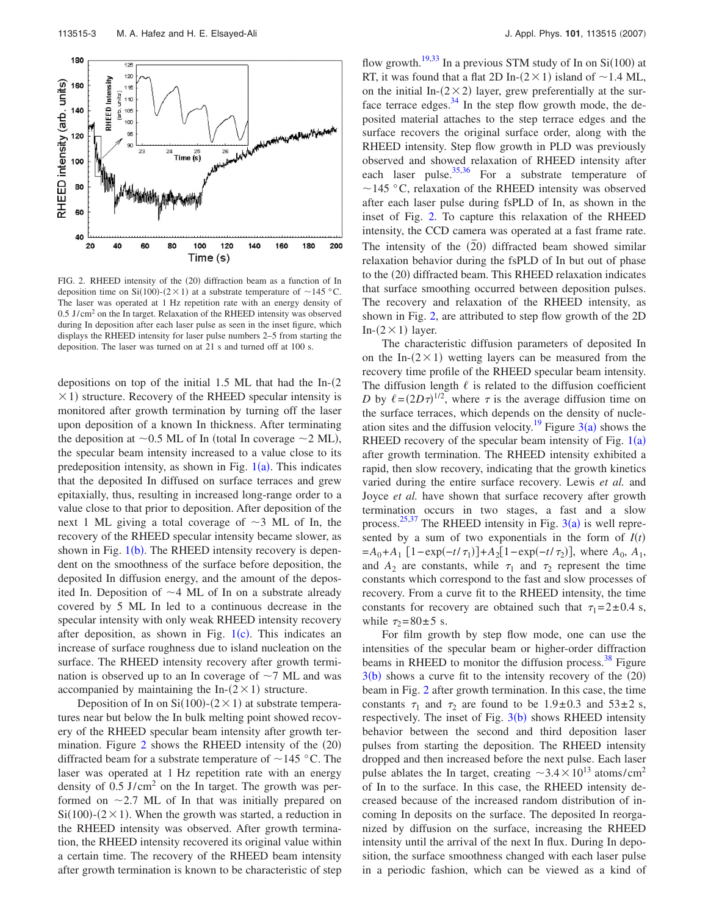FIG. 2. RHEED intensity of the (20) diffraction beam as a function of In deposition time on Si(100)-(2×1) at a substrate temperature of ~145 °C. The laser was operated at 1 Hz repetition rate with an energy density of 0.5 J/cm$^2$ on the In target. Relaxation of the RHEED intensity was observed during In deposition after each laser pulse as seen in the inset figure, which displays the RHEED intensity for laser pulse numbers 2–5 from starting the deposition. The laser was turned on at 21 s and turned off at 100 s.

depositions on top of the initial 1.5 ML that had the In-(2×1) structure. Recovery of the RHEED specular intensity is monitored after growth termination by turning off the laser upon deposition of a known In thickness. After terminating the deposition at ~0.5 ML of In (total In coverage ~2 ML), the specular beam intensity increased to a value close to its predeposition intensity, as shown in Fig. 1(a). This indicates that the deposited In diffused on surface terraces and grew epitaxially, thus, resulting in increased long-range order to a value close to that prior to deposition. After deposition of the next 1 ML giving a total coverage of ~3 ML of In, the recovery of the RHEED specular intensity became slower, as shown in Fig. 1(b). The RHEED intensity recovery is dependent on the smoothness of the surface before deposition, the deposited In diffusion energy, and the amount of the deposited In. Deposition of ~4 ML of In on a substrate already covered by 5 ML In led to a continuous decrease in the specular intensity with only weak RHEED intensity recovery after deposition, as shown in Fig. 1(c). This indicates an increase of surface roughness due to island nucleation on the surface. The RHEED intensity recovery after growth termination is observed up to an In coverage of ~7 ML and was accompanied by maintaining the In-(2×1) structure.

Deposition of In on Si(100)-(2×1) at substrate temperatures near but below the In bulk melting point showed recovery of the RHEED specular beam intensity after growth termination. Figure 2 shows the RHEED intensity of the (20) diffracted beam for a substrate temperature of ~145 °C. The laser was operated at 1 Hz repetition rate with an energy density of 0.5 J/cm$^2$ on the In target. The growth was performed on ~2.7 ML of In that was initially prepared on Si(100)-(2×1). When the growth was started, a reduction in the RHEED intensity was observed. After growth termination, the RHEED intensity recovered its original value within a certain time. The recovery of the RHEED beam intensity after growth termination is known to be characteristic of step flow growth.[19,33] In a previous STM study of In on Si(100) at RT, it was found that a flat 2D In-(2×1) island of ~1.4 ML, on the initial In-(2×2) layer, grew preferentially at the surface terrace edges.[34] In the step flow growth mode, the deposited material attaches to the step terrace edges and the surface recovers the original surface order, along with the RHEED intensity. Step flow growth in PLD was previously observed and showed relaxation of RHEED intensity after each laser pulse.[35,36] For a substrate temperature of ~145 °C, relaxation of the RHEED intensity was observed after each laser pulse during fsPLD of In, as shown in the inset of Fig. 2. To capture this relaxation of the RHEED intensity, the CCD camera was operated at a fast frame rate. The intensity of the $(\bar{2}0)$ diffracted beam showed similar relaxation behavior during the fsPLD of In but out of phase to the (20) diffracted beam. This RHEED relaxation indicates that surface smoothing occurred between deposition pulses. The recovery and relaxation of the RHEED intensity, as shown in Fig. 2, are attributed to step flow growth of the 2D In-(2×1) layer.

The characteristic diffusion parameters of deposited In on the In-(2×1) wetting layers can be measured from the recovery time profile of the RHEED specular beam intensity. The diffusion length $\ell$ is related to the diffusion coefficient $D$ by $\ell = (2D\tau)^{1/2}$, where $\tau$ is the average diffusion time on the surface terraces, which depends on the density of nucleation sites and the diffusion velocity.[19] Figure 3(a) shows the RHEED recovery of the specular beam intensity of Fig. 1(a) after growth termination. The RHEED intensity exhibited a rapid, then slow recovery, indicating that the growth kinetics varied during the entire surface recovery. Lewis *et al.* and Joyce *et al.* have shown that surface recovery after growth termination occurs in two stages, a fast and a slow process.[25,37] The RHEED intensity in Fig. 3(a) is well represented by a sum of two exponentials in the form of $I(t) = A_0 + A_1[1-\exp(-t/\tau_1)] + A_2[1-\exp(-t/\tau_2)]$, where $A_0$, $A_1$, and $A_2$ are constants, while $\tau_1$ and $\tau_2$ represent the time constants which correspond to the fast and slow processes of recovery. From a curve fit to the RHEED intensity, the time constants for recovery are obtained such that $\tau_1 = 2 \pm 0.4$ s, while $\tau_2 = 80 \pm 5$ s.

For film growth by step flow mode, one can use the intensities of the specular beam or higher-order diffraction beams in RHEED to monitor the diffusion process.[38] Figure 3(b) shows a curve fit to the intensity recovery of the (20) beam in Fig. 2 after growth termination. In this case, the time constants $\tau_1$ and $\tau_2$ are found to be $1.9 \pm 0.3$ and $53 \pm 2$ s, respectively. The inset of Fig. 3(b) shows RHEED intensity behavior between the second and third deposition laser pulses from starting the deposition. The RHEED intensity dropped and then increased before the next pulse. Each laser pulse ablates the In target, creating ~$3.4 \times 10^{13}$ atoms/cm$^2$ of In to the surface. In this case, the RHEED intensity decreased because of the increased random distribution of incoming In deposits on the surface. The deposited In reorganized by diffusion on the surface, increasing the RHEED intensity until the arrival of the next In flux. During In deposition, the surface smoothness changed with each laser pulse in a periodic fashion, which can be viewed as a kind of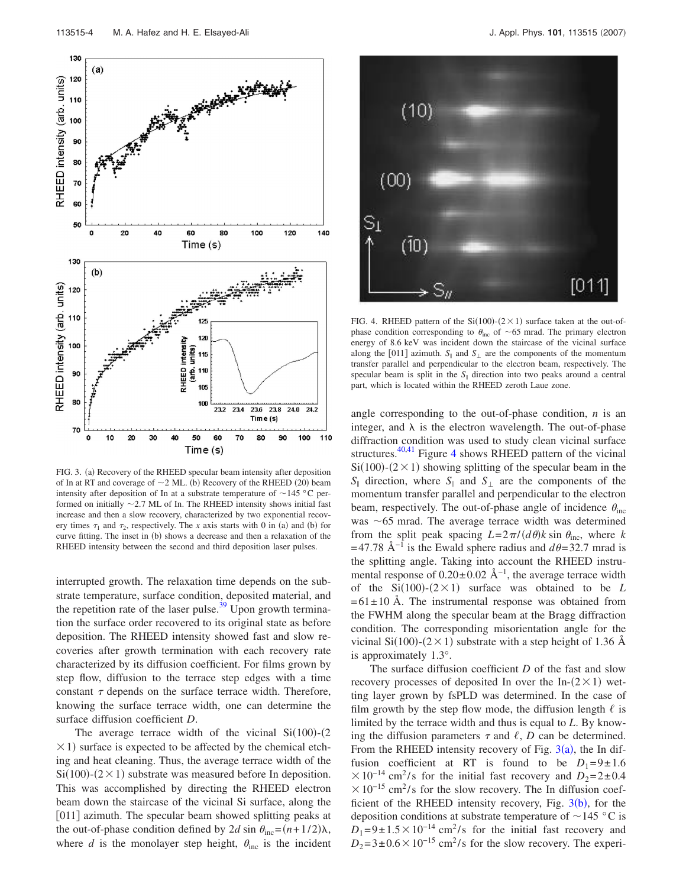FIG. 3. (a) Recovery of the RHEED specular beam intensity after deposition of In at RT and coverage of ~2 ML. (b) Recovery of the RHEED (20) beam intensity after deposition of In at a substrate temperature of ~145 °C performed on initially ~2.7 ML of In. The RHEED intensity shows initial fast increase and then a slow recovery, characterized by two exponential recovery times $\tau_1$ and $\tau_2$, respectively. The $x$ axis starts with 0 in (a) and (b) for curve fitting. The inset in (b) shows a decrease and then a relaxation of the RHEED intensity between the second and third deposition laser pulses.

interrupted growth. The relaxation time depends on the substrate temperature, surface condition, deposited material, and the repetition rate of the laser pulse.[39] Upon growth termination the surface order recovered to its original state as before deposition. The RHEED intensity showed fast and slow recoveries after growth termination with each recovery rate characterized by its diffusion coefficient. For films grown by step flow, diffusion to the terrace step edges with a time constant $\tau$ depends on the surface terrace width. Therefore, knowing the surface terrace width, one can determine the surface diffusion coefficient $D$.

The average terrace width of the vicinal Si(100)-(2 $\times$1) surface is expected to be affected by the chemical etching and heat cleaning. Thus, the average terrace width of the Si(100)-(2$\times$1) substrate was measured before In deposition. This was accomplished by directing the RHEED electron beam down the staircase of the vicinal Si surface, along the [011] azimuth. The specular beam showed splitting peaks at the out-of-phase condition defined by $2d \sin \theta_{inc}=(n+1/2)\lambda$, where $d$ is the monolayer step height, $\theta_{inc}$ is the incident angle corresponding to the out-of-phase condition, $n$ is an integer, and $\lambda$ is the electron wavelength. The out-of-phase diffraction condition was used to study clean vicinal surface structures.[40,41] Figure 4 shows RHEED pattern of the vicinal Si(100)-(2$\times$1) showing splitting of the specular beam in the $S_{\parallel}$ direction, where $S_{\parallel}$ and $S_{\perp}$ are the components of the momentum transfer parallel and perpendicular to the electron beam, respectively. The out-of-phase angle of incidence $\theta_{inc}$ was ~65 mrad. The average terrace width was determined from the split peak spacing $L=2\pi/(d\theta)k \sin \theta_{inc}$, where $k$ =47.78 Å$^{-1}$ is the Ewald sphere radius and $d\theta$=32.7 mrad is the splitting angle. Taking into account the RHEED instrumental response of 0.20±0.02 Å$^{-1}$, the average terrace width of the Si(100)-(2$\times$1) surface was obtained to be $L$ =61±10 Å. The instrumental response was obtained from the FWHM along the specular beam at the Bragg diffraction condition. The corresponding misorientation angle for the vicinal Si(100)-(2$\times$1) substrate with a step height of 1.36 Å is approximately 1.3°.

FIG. 4. RHEED pattern of the Si(100)-(2$\times$1) surface taken at the out-of-phase condition corresponding to $\theta_{inc}$ of ~65 mrad. The primary electron energy of 8.6 keV was incident down the staircase of the vicinal surface along the [011] azimuth. $S_{\parallel}$ and $S_{\perp}$ are the components of the momentum transfer parallel and perpendicular to the electron beam, respectively. The specular beam is split in the $S_{\parallel}$ direction into two peaks around a central part, which is located within the RHEED zeroth Laue zone.

The surface diffusion coefficient $D$ of the fast and slow recovery processes of deposited In over the In-(2$\times$1) wetting layer grown by fsPLD was determined. In the case of film growth by the step flow mode, the diffusion length $\ell$ is limited by the terrace width and thus is equal to $L$. By knowing the diffusion parameters $\tau$ and $\ell$, $D$ can be determined. From the RHEED intensity recovery of Fig. 3(a), the In diffusion coefficient at RT is found to be $D_1=9\pm1.6 \times10^{-14}$ cm$^2$/s for the initial fast recovery and $D_2=2\pm0.4 \times10^{-15}$ cm$^2$/s for the slow recovery. The In diffusion coefficient of the RHEED intensity recovery, Fig. 3(b), for the deposition conditions at substrate temperature of ~145 °C is $D_1=9\pm1.5\times10^{-14}$ cm$^2$/s for the initial fast recovery and $D_2=3\pm0.6\times10^{-15}$ cm$^2$/s for the slow recovery. The experi-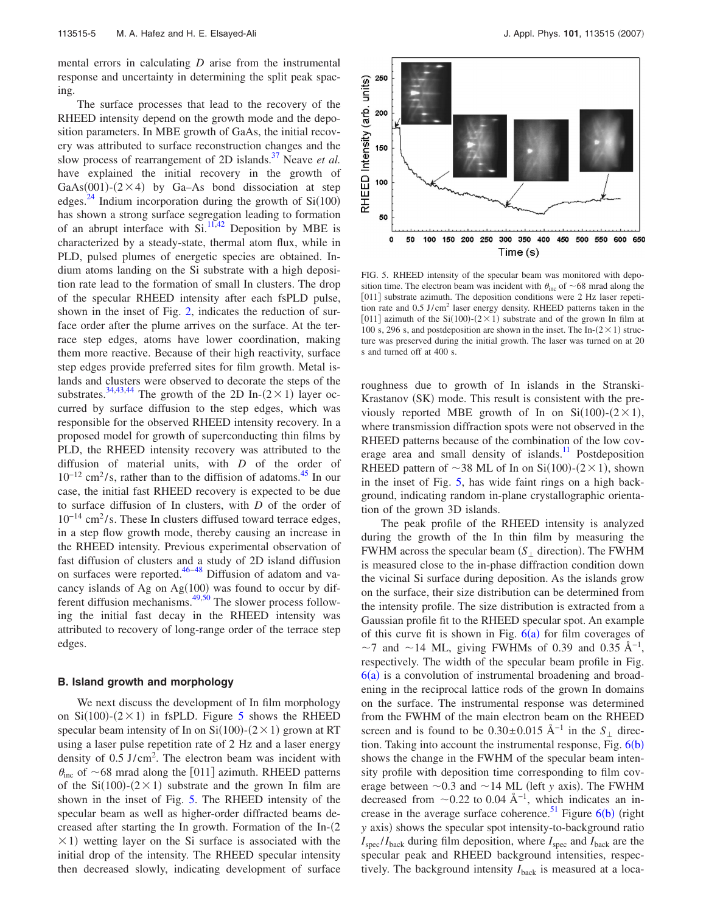mental errors in calculating $D$ arise from the instrumental response and uncertainty in determining the split peak spacing.

The surface processes that lead to the recovery of the RHEED intensity depend on the growth mode and the deposition parameters. In MBE growth of GaAs, the initial recovery was attributed to surface reconstruction changes and the slow process of rearrangement of 2D islands.[37] Neave *et al.* have explained the initial recovery in the growth of GaAs(001)-$(2\times 4)$ by Ga–As bond dissociation at step edges.[24] Indium incorporation during the growth of Si(100) has shown a strong surface segregation leading to formation of an abrupt interface with Si.[11,42] Deposition by MBE is characterized by a steady-state, thermal atom flux, while in PLD, pulsed plumes of energetic species are obtained. Indium atoms landing on the Si substrate with a high deposition rate lead to the formation of small In clusters. The drop of the specular RHEED intensity after each fsPLD pulse, shown in the inset of Fig. 2, indicates the reduction of surface order after the plume arrives on the surface. At the terrace step edges, atoms have lower coordination, making them more reactive. Because of their high reactivity, surface step edges provide preferred sites for film growth. Metal islands and clusters were observed to decorate the steps of the substrates.[34,43,44] The growth of the 2D In-$(2\times 1)$ layer occurred by surface diffusion to the step edges, which was responsible for the observed RHEED intensity recovery. In a proposed model for growth of superconducting thin films by PLD, the RHEED intensity recovery was attributed to the diffusion of material units, with $D$ of the order of $10^{-12}$ cm$^2$/s, rather than to the diffision of adatoms.[45] In our case, the initial fast RHEED recovery is expected to be due to surface diffusion of In clusters, with $D$ of the order of $10^{-14}$ cm$^2$/s. These In clusters diffused toward terrace edges, in a step flow growth mode, thereby causing an increase in the RHEED intensity. Previous experimental observation of fast diffusion of clusters and a study of 2D island diffusion on surfaces were reported.[46–48] Diffusion of adatom and vacancy islands of Ag on Ag(100) was found to occur by different diffusion mechanisms.[49,50] The slower process following the initial fast decay in the RHEED intensity was attributed to recovery of long-range order of the terrace step edges.

### B. Island growth and morphology

We next discuss the development of In film morphology on Si(100)-$(2\times 1)$ in fsPLD. Figure 5 shows the RHEED specular beam intensity of In on Si(100)-$(2\times 1)$ grown at RT using a laser pulse repetition rate of 2 Hz and a laser energy density of 0.5 J/cm$^2$. The electron beam was incident with $\theta_{inc}$ of ~68 mrad along the [011] azimuth. RHEED patterns of the Si(100)-$(2\times 1)$ substrate and the grown In film are shown in the inset of Fig. 5. The RHEED intensity of the specular beam as well as higher-order diffracted beams decreased after starting the In growth. Formation of the In-$(2\times 1)$ wetting layer on the Si surface is associated with the initial drop of the intensity. The RHEED specular intensity then decreased slowly, indicating development of surface

FIG. 5. RHEED intensity of the specular beam was monitored with deposition time. The electron beam was incident with $\theta_{inc}$ of ~68 mrad along the [011] substrate azimuth. The deposition conditions were 2 Hz laser repetition rate and 0.5 J/cm$^2$ laser energy density. RHEED patterns taken in the [011] azimuth of the Si(100)-$(2\times 1)$ substrate and of the grown In film at 100 s, 296 s, and postdeposition are shown in the inset. The In-$(2\times 1)$ structure was preserved during the initial growth. The laser was turned on at 20 s and turned off at 400 s.

roughness due to growth of In islands in the Stranski-Krastanov (SK) mode. This result is consistent with the previously reported MBE growth of In on Si(100)-$(2\times 1)$, where transmission diffraction spots were not observed in the RHEED patterns because of the combination of the low coverage area and small density of islands.[11] Postdeposition RHEED pattern of ~38 ML of In on Si(100)-$(2\times 1)$, shown in the inset of Fig. 5, has wide faint rings on a high background, indicating random in-plane crystallographic orientation of the grown 3D islands.

The peak profile of the RHEED intensity is analyzed during the growth of the In thin film by measuring the FWHM across the specular beam ($S_\perp$ direction). The FWHM is measured close to the in-phase diffraction condition down the vicinal Si surface during deposition. As the islands grow on the surface, their size distribution can be determined from the intensity profile. The size distribution is extracted from a Gaussian profile fit to the RHEED specular spot. An example of this curve fit is shown in Fig. 6(a) for film coverages of ~7 and ~14 ML, giving FWHMs of 0.39 and 0.35 Å$^{-1}$, respectively. The width of the specular beam profile in Fig. 6(a) is a convolution of instrumental broadening and broadening in the reciprocal lattice rods of the grown In domains on the surface. The instrumental response was determined from the FWHM of the main electron beam on the RHEED screen and is found to be $0.30\pm 0.015$ Å$^{-1}$ in the $S_\perp$ direction. Taking into account the instrumental response, Fig. 6(b) shows the change in the FWHM of the specular beam intensity profile with deposition time corresponding to film coverage between ~0.3 and ~14 ML (left $y$ axis). The FWHM decreased from ~0.22 to 0.04 Å$^{-1}$, which indicates an increase in the average surface coherence.[51] Figure 6(b) (right $y$ axis) shows the specular spot intensity-to-background ratio $I_{spec}/I_{back}$ during film deposition, where $I_{spec}$ and $I_{back}$ are the specular peak and RHEED background intensities, respectively. The background intensity $I_{back}$ is measured at a loca-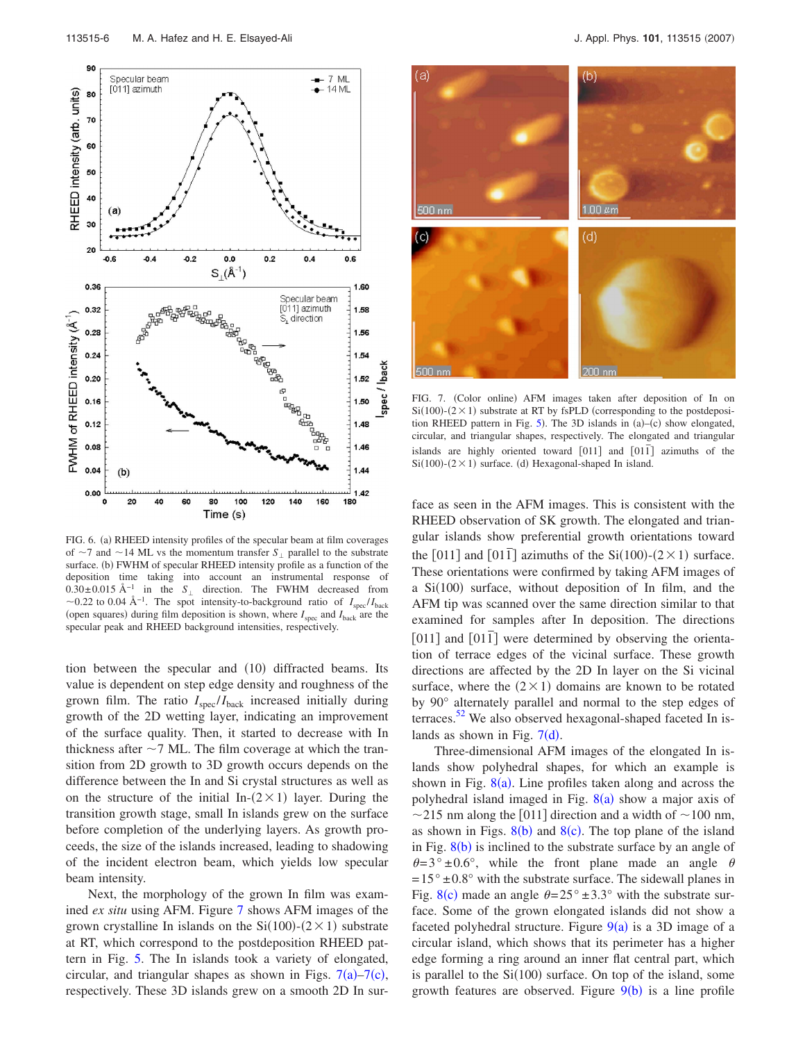FIG. 6. (a) RHEED intensity profiles of the specular beam at film coverages of ~7 and ~14 ML vs the momentum transfer $S_{\perp}$ parallel to the substrate surface. (b) FWHM of specular RHEED intensity profile as a function of the deposition time taking into account an instrumental response of $0.30 \pm 0.015$ Å$^{-1}$ in the $S_{\perp}$ direction. The FWHM decreased from ~0.22 to 0.04 Å$^{-1}$. The spot intensity-to-background ratio of $I_{spec}/I_{back}$ (open squares) during film deposition is shown, where $I_{spec}$ and $I_{back}$ are the specular peak and RHEED background intensities, respectively.

tion between the specular and (10) diffracted beams. Its value is dependent on step edge density and roughness of the grown film. The ratio $I_{spec}/I_{back}$ increased initially during growth of the 2D wetting layer, indicating an improvement of the surface quality. Then, it started to decrease with In thickness after ~7 ML. The film coverage at which the transition from 2D growth to 3D growth occurs depends on the difference between the In and Si crystal structures as well as on the structure of the initial In-(2×1) layer. During the transition growth stage, small In islands grew on the surface before completion of the underlying layers. As growth proceeds, the size of the islands increased, leading to shadowing of the incident electron beam, which yields low specular beam intensity.

Next, the morphology of the grown In film was examined *ex situ* using AFM. Figure 7 shows AFM images of the grown crystalline In islands on the Si(100)-(2×1) substrate at RT, which correspond to the postdeposition RHEED pattern in Fig. 5. The In islands took a variety of elongated, circular, and triangular shapes as shown in Figs. 7(a)–7(c), respectively. These 3D islands grew on a smooth 2D In surface as seen in the AFM images. This is consistent with the RHEED observation of SK growth. The elongated and triangular islands show preferential growth orientations toward the [011] and [01$\bar{1}$] azimuths of the Si(100)-(2×1) surface. These orientations were confirmed by taking AFM images of a Si(100) surface, without deposition of In film, and the AFM tip was scanned over the same direction similar to that examined for samples after In deposition. The directions [011] and [01$\bar{1}$] were determined by observing the orientation of terrace edges of the vicinal surface. These growth directions are affected by the 2D In layer on the Si vicinal surface, where the (2×1) domains are known to be rotated by 90° alternately parallel and normal to the step edges of terraces.[52] We also observed hexagonal-shaped faceted In islands as shown in Fig. 7(d).

FIG. 7. (Color online) AFM images taken after deposition of In on Si(100)-(2×1) substrate at RT by fsPLD (corresponding to the postdeposition RHEED pattern in Fig. 5). The 3D islands in (a)–(c) show elongated, circular, and triangular shapes, respectively. The elongated and triangular islands are highly oriented toward [011] and [01$\bar{1}$] azimuths of the Si(100)-(2×1) surface. (d) Hexagonal-shaped In island.

Three-dimensional AFM images of the elongated In islands show polyhedral shapes, for which an example is shown in Fig. 8(a). Line profiles taken along and across the polyhedral island imaged in Fig. 8(a) show a major axis of ~215 nm along the [011] direction and a width of ~100 nm, as shown in Figs. 8(b) and 8(c). The top plane of the island in Fig. 8(b) is inclined to the substrate surface by an angle of $\theta = 3° \pm 0.6°$, while the front plane made an angle $\theta = 15° \pm 0.8°$ with the substrate surface. The sidewall planes in Fig. 8(c) made an angle $\theta = 25° \pm 3.3°$ with the substrate surface. Some of the grown elongated islands did not show a faceted polyhedral structure. Figure 9(a) is a 3D image of a circular island, which shows that its perimeter has a higher edge forming a ring around an inner flat central part, which is parallel to the Si(100) surface. On top of the island, some growth features are observed. Figure 9(b) is a line profile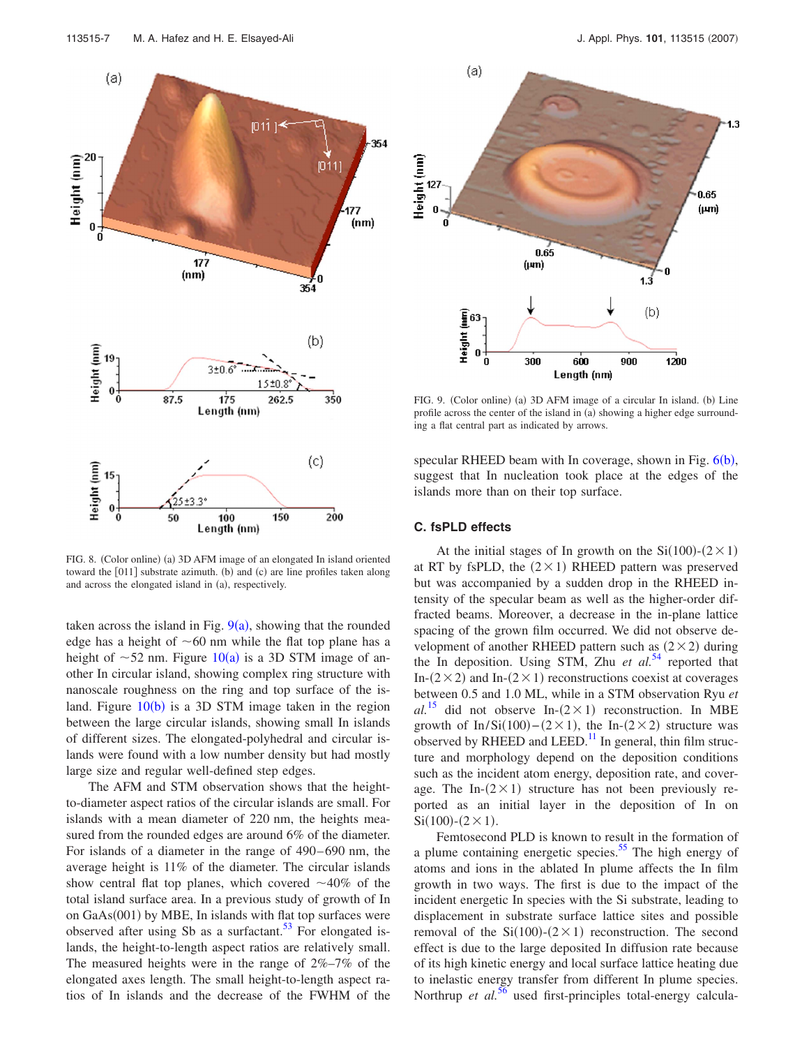FIG. 8. (Color online) (a) 3D AFM image of an elongated In island oriented toward the [011] substrate azimuth. (b) and (c) are line profiles taken along and across the elongated island in (a), respectively.

taken across the island in Fig. 9(a), showing that the rounded edge has a height of ~60 nm while the flat top plane has a height of ~52 nm. Figure 10(a) is a 3D STM image of another In circular island, showing complex ring structure with nanoscale roughness on the ring and top surface of the island. Figure 10(b) is a 3D STM image taken in the region between the large circular islands, showing small In islands of different sizes. The elongated-polyhedral and circular islands were found with a low number density but had mostly large size and regular well-defined step edges.

The AFM and STM observation shows that the height-to-diameter aspect ratios of the circular islands are small. For islands with a mean diameter of 220 nm, the heights measured from the rounded edges are around 6% of the diameter. For islands of a diameter in the range of 490–690 nm, the average height is 11% of the diameter. The circular islands show central flat top planes, which covered ~40% of the total island surface area. In a previous study of growth of In on GaAs(001) by MBE, In islands with flat top surfaces were observed after using Sb as a surfactant.[53] For elongated islands, the height-to-length aspect ratios are relatively small. The measured heights were in the range of 2%–7% of the elongated axes length. The small height-to-length aspect ratios of In islands and the decrease of the FWHM of the

FIG. 9. (Color online) (a) 3D AFM image of a circular In island. (b) Line profile across the center of the island in (a) showing a higher edge surrounding a flat central part as indicated by arrows.

specular RHEED beam with In coverage, shown in Fig. 6(b), suggest that In nucleation took place at the edges of the islands more than on their top surface.

### C. fsPLD effects

At the initial stages of In growth on the Si(100)-$(2\times1)$ at RT by fsPLD, the $(2\times1)$ RHEED pattern was preserved but was accompanied by a sudden drop in the RHEED intensity of the specular beam as well as the higher-order diffracted beams. Moreover, a decrease in the in-plane lattice spacing of the grown film occurred. We did not observe development of another RHEED pattern such as $(2\times2)$ during the In deposition. Using STM, Zhu *et al.*[54] reported that In-$(2\times2)$ and In-$(2\times1)$ reconstructions coexist at coverages between 0.5 and 1.0 ML, while in a STM observation Ryu *et al.*[15] did not observe In-$(2\times1)$ reconstruction. In MBE growth of In/Si(100)$-(2\times1)$, the In-$(2\times2)$ structure was observed by RHEED and LEED.[11] In general, thin film structure and morphology depend on the deposition conditions such as the incident atom energy, deposition rate, and coverage. The In-$(2\times1)$ structure has not been previously reported as an initial layer in the deposition of In on Si(100)-$(2\times1)$.

Femtosecond PLD is known to result in the formation of a plume containing energetic species.[55] The high energy of atoms and ions in the ablated In plume affects the In film growth in two ways. The first is due to the impact of the incident energetic In species with the Si substrate, leading to displacement in substrate surface lattice sites and possible removal of the Si(100)-$(2\times1)$ reconstruction. The second effect is due to the large deposited In diffusion rate because of its high kinetic energy and local surface lattice heating due to inelastic energy transfer from different In plume species. Northrup *et al.*[56] used first-principles total-energy calcula-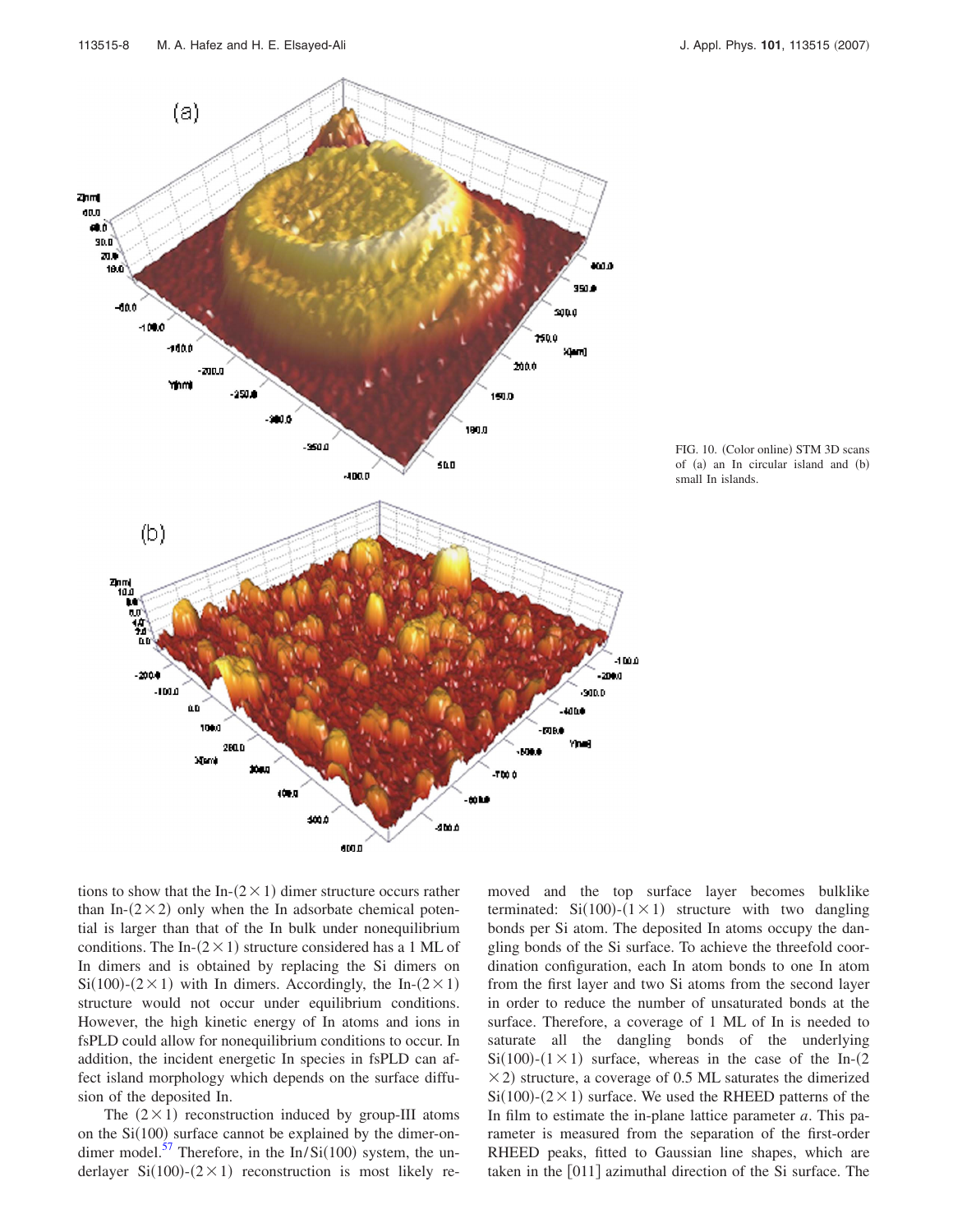FIG. 10. (Color online) STM 3D scans of (a) an In circular island and (b) small In islands.

tions to show that the In-$(2\times 1)$ dimer structure occurs rather than In-$(2\times 2)$ only when the In adsorbate chemical potential is larger than that of the In bulk under nonequilibrium conditions. The In-$(2\times 1)$ structure considered has a 1 ML of In dimers and is obtained by replacing the Si dimers on Si(100)-$(2\times 1)$ with In dimers. Accordingly, the In-$(2\times 1)$ structure would not occur under equilibrium conditions. However, the high kinetic energy of In atoms and ions in fsPLD could allow for nonequilibrium conditions to occur. In addition, the incident energetic In species in fsPLD can affect island morphology which depends on the surface diffusion of the deposited In.

The $(2\times 1)$ reconstruction induced by group-III atoms on the Si(100) surface cannot be explained by the dimer-on-dimer model.[57] Therefore, in the In/Si(100) system, the underlayer Si(100)-$(2\times 1)$ reconstruction is most likely removed and the top surface layer becomes bulklike terminated: Si(100)-$(1\times 1)$ structure with two dangling bonds per Si atom. The deposited In atoms occupy the dangling bonds of the Si surface. To achieve the threefold coordination configuration, each In atom bonds to one In atom from the first layer and two Si atoms from the second layer in order to reduce the number of unsaturated bonds at the surface. Therefore, a coverage of 1 ML of In is needed to saturate all the dangling bonds of the underlying Si(100)-$(1\times 1)$ surface, whereas in the case of the In-$(2\times 2)$ structure, a coverage of 0.5 ML saturates the dimerized Si(100)-$(2\times 1)$ surface. We used the RHEED patterns of the In film to estimate the in-plane lattice parameter $a$. This parameter is measured from the separation of the first-order RHEED peaks, fitted to Gaussian line shapes, which are taken in the [011] azimuthal direction of the Si surface. The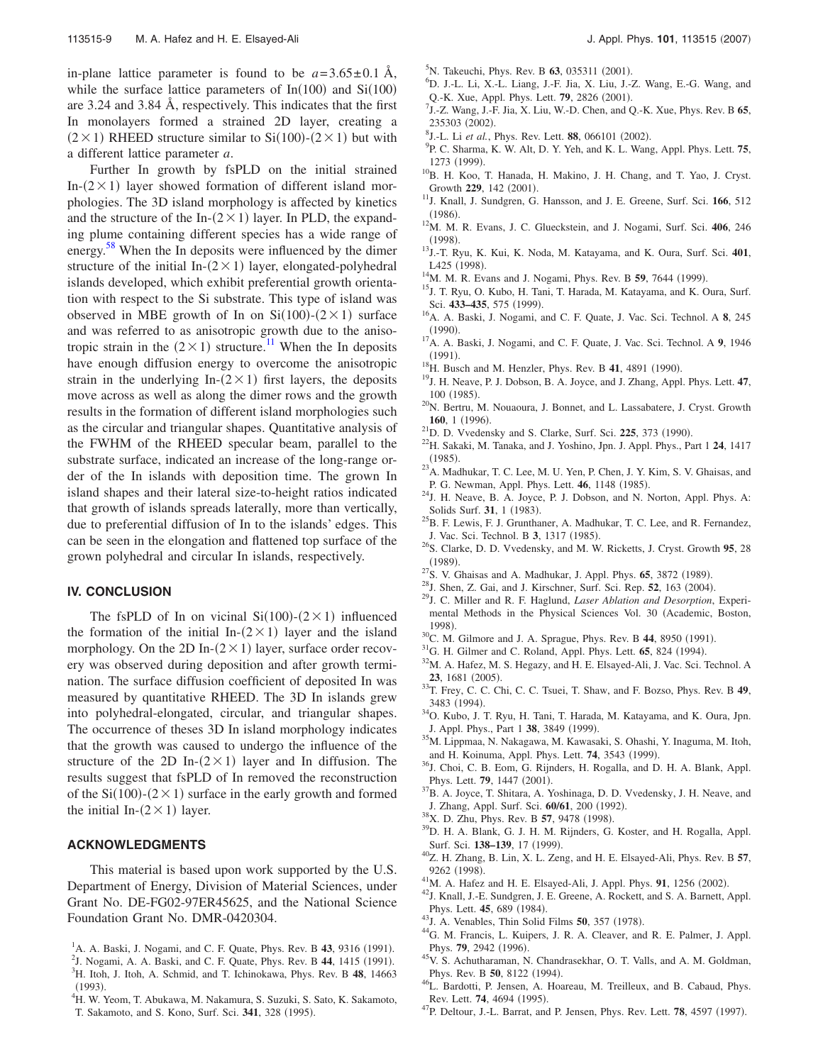in-plane lattice parameter is found to be $a = 3.65 \pm 0.1$ Å, while the surface lattice parameters of In(100) and Si(100) are 3.24 and 3.84 Å, respectively. This indicates that the first In monolayers formed a strained 2D layer, creating a $(2\times1)$ RHEED structure similar to Si(100)-$(2\times1)$ but with a different lattice parameter $a$.

Further In growth by fsPLD on the initial strained In-$(2\times1)$ layer showed formation of different island morphologies. The 3D island morphology is affected by kinetics and the structure of the In-$(2\times1)$ layer. In PLD, the expanding plume containing different species has a wide range of energy.[58] When the In deposits were influenced by the dimer structure of the initial In-$(2\times1)$ layer, elongated-polyhedral islands developed, which exhibit preferential growth orientation with respect to the Si substrate. This type of island was observed in MBE growth of In on Si(100)-$(2\times1)$ surface and was referred to as anisotropic growth due to the anisotropic strain in the $(2\times1)$ structure.[11] When the In deposits have enough diffusion energy to overcome the anisotropic strain in the underlying In-$(2\times1)$ first layers, the deposits move across as well as along the dimer rows and the growth results in the formation of different island morphologies such as the circular and triangular shapes. Quantitative analysis of the FWHM of the RHEED specular beam, parallel to the substrate surface, indicated an increase of the long-range order of the In islands with deposition time. The grown In island shapes and their lateral size-to-height ratios indicated that growth of islands spreads laterally, more than vertically, due to preferential diffusion of In to the islands' edges. This can be seen in the elongation and flattened top surface of the grown polyhedral and circular In islands, respectively.

## IV. CONCLUSION

The fsPLD of In on vicinal Si(100)-$(2\times1)$ influenced the formation of the initial In-$(2\times1)$ layer and the island morphology. On the 2D In-$(2\times1)$ layer, surface order recovery was observed during deposition and after growth termination. The surface diffusion coefficient of deposited In was measured by quantitative RHEED. The 3D In islands grew into polyhedral-elongated, circular, and triangular shapes. The occurrence of theses 3D In island morphology indicates that the growth was caused to undergo the influence of the structure of the 2D In-$(2\times1)$ layer and In diffusion. The results suggest that fsPLD of In removed the reconstruction of the Si(100)-$(2\times1)$ surface in the early growth and formed the initial In-$(2\times1)$ layer.

## ACKNOWLEDGMENTS

This material is based upon work supported by the U.S. Department of Energy, Division of Material Sciences, under Grant No. DE-FG02-97ER45625, and the National Science Foundation Grant No. DMR-0420304.

[1] A. A. Baski, J. Nogami, and C. F. Quate, Phys. Rev. B **43**, 9316 (1991).
[2] J. Nogami, A. A. Baski, and C. F. Quate, Phys. Rev. B **44**, 1415 (1991).
[3] H. Itoh, J. Itoh, A. Schmid, and T. Ichinokawa, Phys. Rev. B **48**, 14663 (1993).
[4] H. W. Yeom, T. Abukawa, M. Nakamura, S. Suzuki, S. Sato, K. Sakamoto, T. Sakamoto, and S. Kono, Surf. Sci. **341**, 328 (1995).
[5] N. Takeuchi, Phys. Rev. B **63**, 035311 (2001).
[6] D. J.-L. Li, X.-L. Liang, J.-F. Jia, X. Liu, J.-Z. Wang, E.-G. Wang, and Q.-K. Xue, Appl. Phys. Lett. **79**, 2826 (2001).
[7] J.-Z. Wang, J.-F. Jia, X. Liu, W.-D. Chen, and Q.-K. Xue, Phys. Rev. B **65**, 235303 (2002).
[8] J.-L. Li *et al.*, Phys. Rev. Lett. **88**, 066101 (2002).
[9] P. C. Sharma, K. W. Alt, D. Y. Yeh, and K. L. Wang, Appl. Phys. Lett. **75**, 1273 (1999).
[10] B. H. Koo, T. Hanada, H. Makino, J. H. Chang, and T. Yao, J. Cryst. Growth **229**, 142 (2001).
[11] J. Knall, J. Sundgren, G. Hansson, and J. E. Greene, Surf. Sci. **166**, 512 (1986).
[12] M. M. R. Evans, J. C. Glueckstein, and J. Nogami, Surf. Sci. **406**, 246 (1998).
[13] J.-T. Ryu, K. Kui, K. Noda, M. Katayama, and K. Oura, Surf. Sci. **401**, L425 (1998).
[14] M. M. R. Evans and J. Nogami, Phys. Rev. B **59**, 7644 (1999).
[15] J. T. Ryu, O. Kubo, H. Tani, T. Harada, M. Katayama, and K. Oura, Surf. Sci. **433–435**, 575 (1999).
[16] A. A. Baski, J. Nogami, and C. F. Quate, J. Vac. Sci. Technol. A **8**, 245 (1990).
[17] A. A. Baski, J. Nogami, and C. F. Quate, J. Vac. Sci. Technol. A **9**, 1946 (1991).
[18] H. Busch and M. Henzler, Phys. Rev. B **41**, 4891 (1990).
[19] J. H. Neave, P. J. Dobson, B. A. Joyce, and J. Zhang, Appl. Phys. Lett. **47**, 100 (1985).
[20] N. Bertru, M. Nouaoura, J. Bonnet, and L. Lassabatere, J. Cryst. Growth **160**, 1 (1996).
[21] D. D. Vvedensky and S. Clarke, Surf. Sci. **225**, 373 (1990).
[22] H. Sakaki, M. Tanaka, and J. Yoshino, Jpn. J. Appl. Phys., Part 1 **24**, 1417 (1985).
[23] A. Madhukar, T. C. Lee, M. U. Yen, P. Chen, J. Y. Kim, S. V. Ghaisas, and P. G. Newman, Appl. Phys. Lett. **46**, 1148 (1985).
[24] J. H. Neave, B. A. Joyce, P. J. Dobson, and N. Norton, Appl. Phys. A: Solids Surf. **31**, 1 (1983).
[25] B. F. Lewis, F. J. Grunthaner, A. Madhukar, T. C. Lee, and R. Fernandez, J. Vac. Sci. Technol. B **3**, 1317 (1985).
[26] S. Clarke, D. D. Vvedensky, and M. W. Ricketts, J. Cryst. Growth **95**, 28 (1989).
[27] S. V. Ghaisas and A. Madhukar, J. Appl. Phys. **65**, 3872 (1989).
[28] J. Shen, Z. Gai, and J. Kirschner, Surf. Sci. Rep. **52**, 163 (2004).
[29] J. C. Miller and R. F. Haglund, *Laser Ablation and Desorption*, Experimental Methods in the Physical Sciences Vol. 30 (Academic, Boston, 1998).
[30] C. M. Gilmore and J. A. Sprague, Phys. Rev. B **44**, 8950 (1991).
[31] G. H. Gilmer and C. Roland, Appl. Phys. Lett. **65**, 824 (1994).
[32] M. A. Hafez, M. S. Hegazy, and H. E. Elsayed-Ali, J. Vac. Sci. Technol. A **23**, 1681 (2005).
[33] T. Frey, C. C. Chi, C. C. Tsuei, T. Shaw, and F. Bozso, Phys. Rev. B **49**, 3483 (1994).
[34] O. Kubo, J. T. Ryu, H. Tani, T. Harada, M. Katayama, and K. Oura, Jpn. J. Appl. Phys., Part 1 **38**, 3849 (1999).
[35] M. Lippmaa, N. Nakagawa, M. Kawasaki, S. Ohashi, Y. Inaguma, M. Itoh, and H. Koinuma, Appl. Phys. Lett. **74**, 3543 (1999).
[36] J. Choi, C. B. Eom, G. Rijnders, H. Rogalla, and D. H. A. Blank, Appl. Phys. Lett. **79**, 1447 (2001).
[37] B. A. Joyce, T. Shitara, A. Yoshinaga, D. D. Vvedensky, J. H. Neave, and J. Zhang, Appl. Surf. Sci. **60/61**, 200 (1992).
[38] X. D. Zhu, Phys. Rev. B **57**, 9478 (1998).
[39] D. H. A. Blank, G. J. H. M. Rijnders, G. Koster, and H. Rogalla, Appl. Surf. Sci. **138–139**, 17 (1999).
[40] Z. H. Zhang, B. Lin, X. L. Zeng, and H. E. Elsayed-Ali, Phys. Rev. B **57**, 9262 (1998).
[41] M. A. Hafez and H. E. Elsayed-Ali, J. Appl. Phys. **91**, 1256 (2002).
[42] J. Knall, J.-E. Sundgren, J. E. Greene, A. Rockett, and S. A. Barnett, Appl. Phys. Lett. **45**, 689 (1984).
[43] J. A. Venables, Thin Solid Films **50**, 357 (1978).
[44] G. M. Francis, L. Kuipers, J. R. A. Cleaver, and R. E. Palmer, J. Appl. Phys. **79**, 2942 (1996).
[45] V. S. Achutharaman, N. Chandrasekhar, O. T. Valls, and A. M. Goldman, Phys. Rev. B **50**, 8122 (1994).
[46] L. Bardotti, P. Jensen, A. Hoareau, M. Treilleux, and B. Cabaud, Phys. Rev. Lett. **74**, 4694 (1995).
[47] P. Deltour, J.-L. Barrat, and P. Jensen, Phys. Rev. Lett. **78**, 4597 (1997).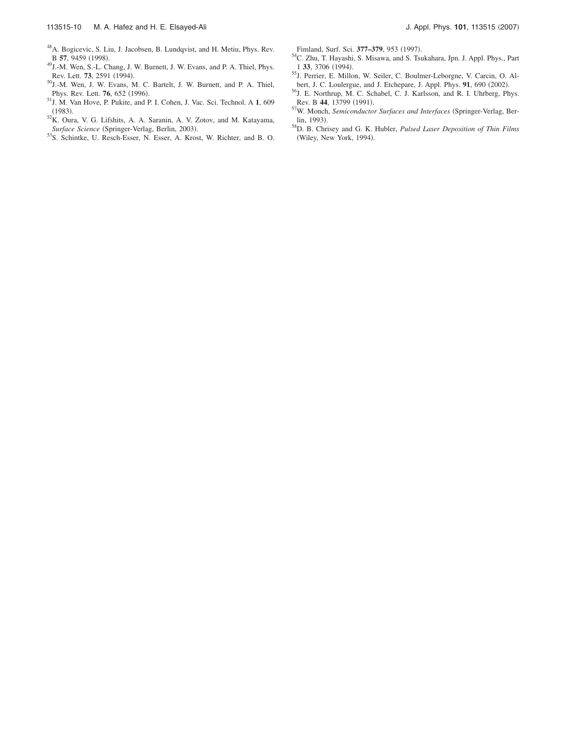[48] A. Bogicevic, S. Liu, J. Jacobsen, B. Lundqvist, and H. Metiu, Phys. Rev. B **57**, 9459 (1998).

[49] J.-M. Wen, S.-L. Chang, J. W. Burnett, J. W. Evans, and P. A. Thiel, Phys. Rev. Lett. **73**, 2591 (1994).

[50] J.-M. Wen, J. W. Evans, M. C. Bartelt, J. W. Burnett, and P. A. Thiel, Phys. Rev. Lett. **76**, 652 (1996).

[51] J. M. Van Hove, P. Pukite, and P. I. Cohen, J. Vac. Sci. Technol. A **1**, 609 (1983).

[52] K. Oura, V. G. Lifshits, A. A. Saranin, A. V. Zotov, and M. Katayama, *Surface Science* (Springer-Verlag, Berlin, 2003).

[53] S. Schintke, U. Resch-Esser, N. Esser, A. Krost, W. Richter, and B. O. Fimland, Surf. Sci. **377–379**, 953 (1997).

[54] C. Zhu, T. Hayashi, S. Misawa, and S. Tsukahara, Jpn. J. Appl. Phys., Part 1 **33**, 3706 (1994).

[55] J. Perrier, E. Millon, W. Seiler, C. Boulmer-Leborgne, V. Carcin, O. Albert, J. C. Loulergue, and J. Etchepare, J. Appl. Phys. **91**, 690 (2002).

[56] J. E. Northrup, M. C. Schabel, C. J. Karlsson, and R. I. Uhrberg, Phys. Rev. B **44**, 13799 (1991).

[57] W. Monch, *Semiconductor Surfaces and Interfaces* (Springer-Verlag, Berlin, 1993).

[58] D. B. Chrisey and G. K. Hubler, *Pulsed Laser Deposition of Thin Films* (Wiley, New York, 1994).